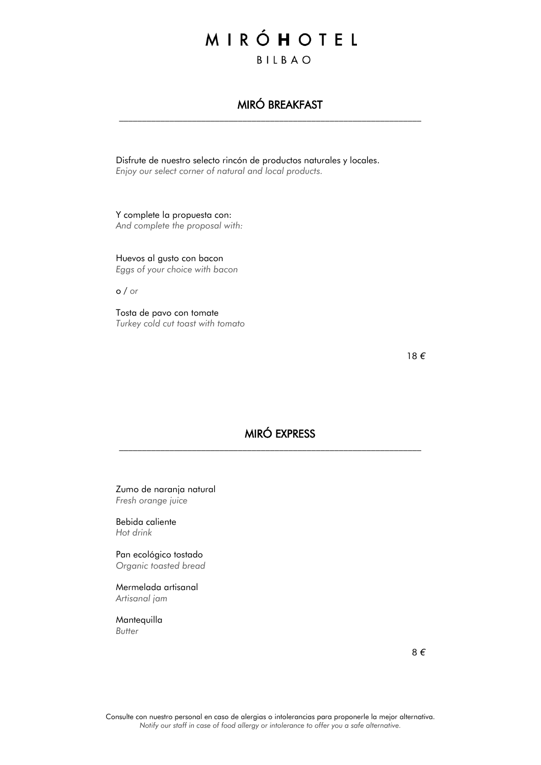# MIRÓ HOTEL

BILBAO

## MIRÓ BREAKFAST

Disfrute de nuestro selecto rincón de productos naturales y locales.
*Enjoy our select corner of natural and local products.*

Y complete la propuesta con:
*And complete the proposal with:*

Huevos al gusto con bacon
*Eggs of your choice with bacon*

o / *or*

Tosta de pavo con tomate
*Turkey cold cut toast with tomato*

18 €

## MIRÓ EXPRESS

Zumo de naranja natural
*Fresh orange juice*

Bebida caliente
*Hot drink*

Pan ecológico tostado
*Organic toasted bread*

Mermelada artisanal
*Artisanal jam*

Mantequilla
*Butter*

8 €

Consulte con nuestro personal en caso de alergias o intolerancias para proponerle la mejor alternativa.
*Notify our staff in case of food allergy or intolerance to offer you a safe alternative.*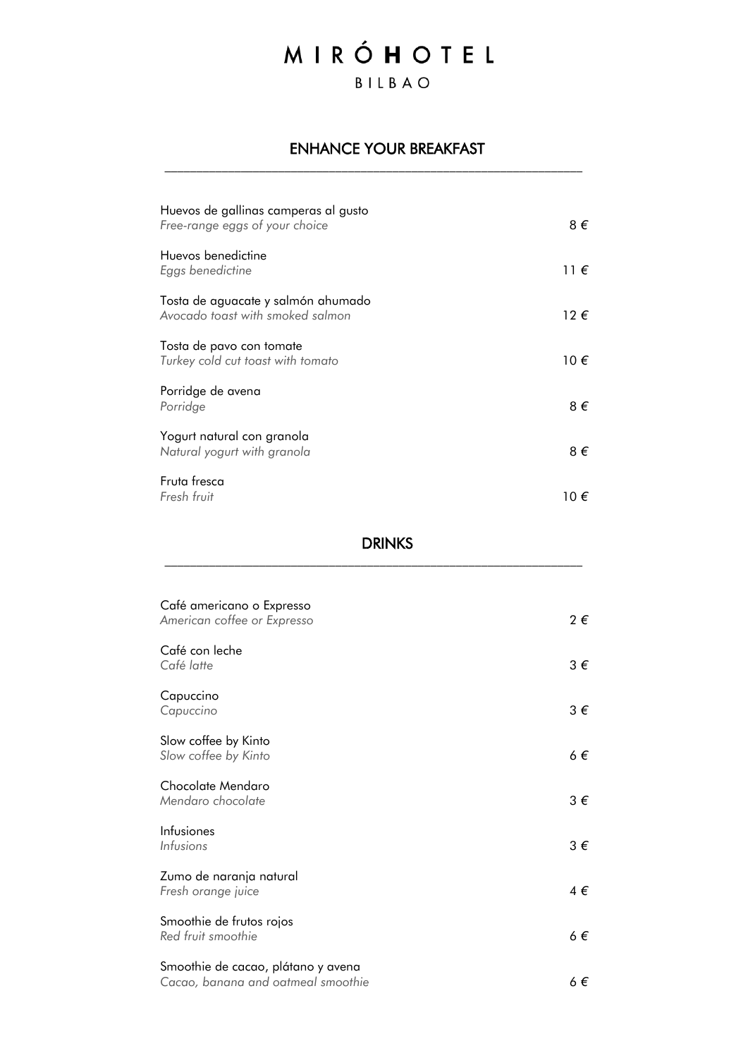# MIRÓHOTEL

BILBAO

## ENHANCE YOUR BREAKFAST

| | |
|---|---|
| Huevos de gallinas camperas al gusto<br>*Free-range eggs of your choice* | 8 € |
| Huevos benedictine<br>*Eggs benedictine* | 11 € |
| Tosta de aguacate y salmón ahumado<br>*Avocado toast with smoked salmon* | 12 € |
| Tosta de pavo con tomate<br>*Turkey cold cut toast with tomato* | 10 € |
| Porridge de avena<br>*Porridge* | 8 € |
| Yogurt natural con granola<br>*Natural yogurt with granola* | 8 € |
| Fruta fresca<br>*Fresh fruit* | 10 € |

## DRINKS

| | |
|---|---|
| Café americano o Expresso<br>*American coffee or Expresso* | 2 € |
| Café con leche<br>*Café latte* | 3 € |
| Capuccino<br>*Capuccino* | 3 € |
| Slow coffee by Kinto<br>*Slow coffee by Kinto* | 6 € |
| Chocolate Mendaro<br>*Mendaro chocolate* | 3 € |
| Infusiones<br>*Infusions* | 3 € |
| Zumo de naranja natural<br>*Fresh orange juice* | 4 € |
| Smoothie de frutos rojos<br>*Red fruit smoothie* | 6 € |
| Smoothie de cacao, plátano y avena<br>*Cacao, banana and oatmeal smoothie* | 6 € |